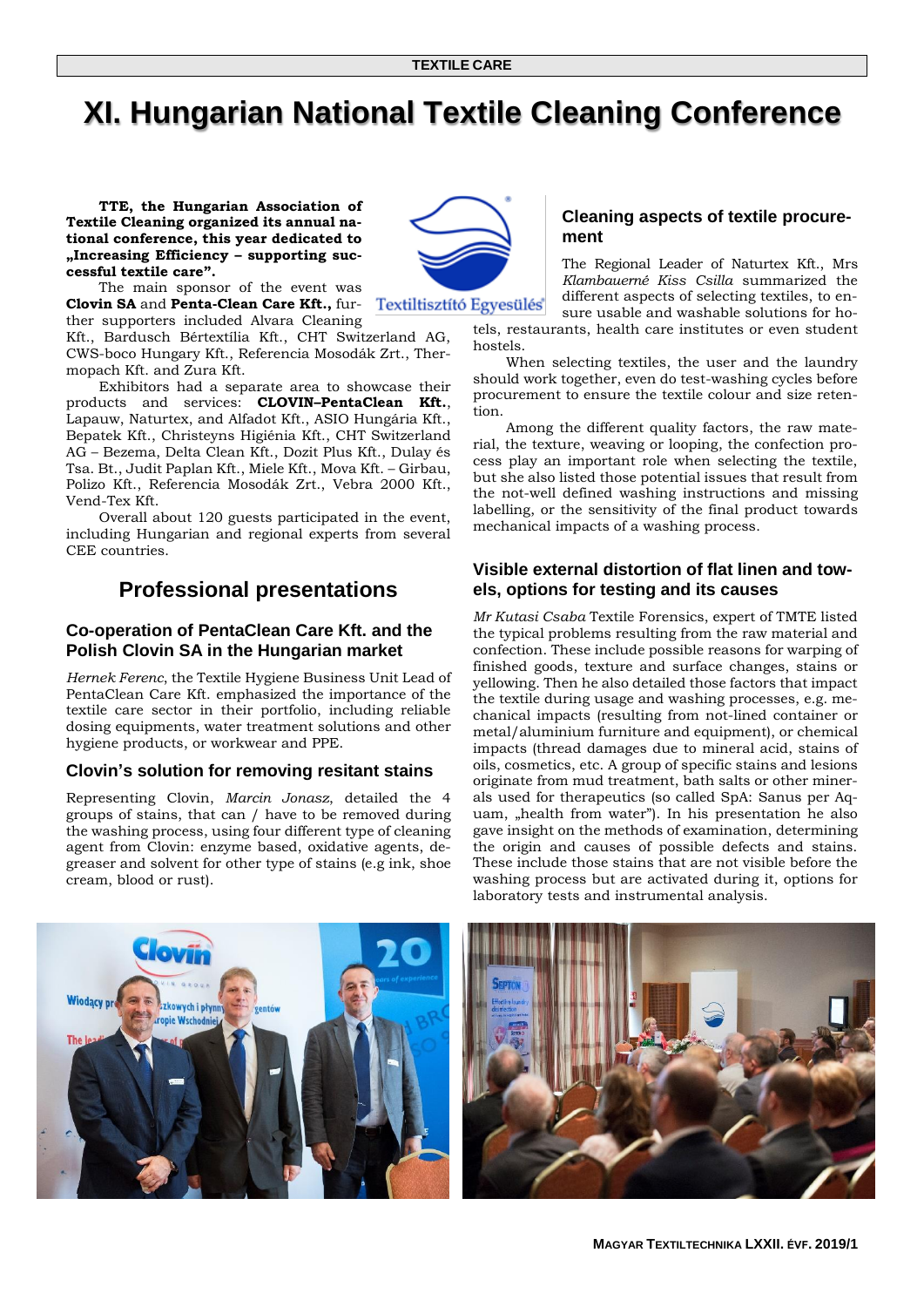# XI. Hungarian National Textile Cleaning Conference

**TTE, the Hungarian Association of Textile Cleaning organized its annual national conference, this year dedicated to „Increasing Efficiency – supporting successful textile care”.**

The main sponsor of the event was **Clovin SA** and **Penta-Clean Care Kft.,** further supporters included Alvara Cleaning Kft., Bardusch Bértextília Kft., CHT Switzerland AG, CWS-boco Hungary Kft., Referencia Mosodák Zrt., Thermopach Kft. and Zura Kft.

Exhibitors had a separate area to showcase their products and services: **CLOVIN–PentaClean Kft.**, Lapauw, Naturtex, and Alfadot Kft., ASIO Hungária Kft., Bepatek Kft., Christeyns Higiénia Kft., CHT Switzerland AG – Bezema, Delta Clean Kft., Dozit Plus Kft., Dulay és Tsa. Bt., Judit Paplan Kft., Miele Kft., Mova Kft. – Girbau, Polizo Kft., Referencia Mosodák Zrt., Vebra 2000 Kft., Vend-Tex Kft.

Overall about 120 guests participated in the event, including Hungarian and regional experts from several CEE countries.

## Professional presentations

### Co-operation of PentaClean Care Kft. and the Polish Clovin SA in the Hungarian market

*Hernek Ferenc*, the Textile Hygiene Business Unit Lead of PentaClean Care Kft. emphasized the importance of the textile care sector in their portfolio, including reliable dosing equipments, water treatment solutions and other hygiene products, or workwear and PPE.

### Clovin’s solution for removing resitant stains

Representing Clovin, *Marcin Jonasz*, detailed the 4 groups of stains, that can / have to be removed during the washing process, using four different type of cleaning agent from Clovin: enzyme based, oxidative agents, degreaser and solvent for other type of stains (e.g ink, shoe cream, blood or rust).

### Cleaning aspects of textile procurement

The Regional Leader of Naturtex Kft., Mrs *Klambauerné Kiss Csilla* summarized the different aspects of selecting textiles, to ensure usable and washable solutions for hotels, restaurants, health care institutes or even student hostels.

When selecting textiles, the user and the laundry should work together, even do test-washing cycles before procurement to ensure the textile colour and size retention.

Among the different quality factors, the raw material, the texture, weaving or looping, the confection process play an important role when selecting the textile, but she also listed those potential issues that result from the not-well defined washing instructions and missing labelling, or the sensitivity of the final product towards mechanical impacts of a washing process.

### Visible external distortion of flat linen and towels, options for testing and its causes

*Mr Kutasi Csaba* Textile Forensics, expert of TMTE listed the typical problems resulting from the raw material and confection. These include possible reasons for warping of finished goods, texture and surface changes, stains or yellowing. Then he also detailed those factors that impact the textile during usage and washing processes, e.g. mechanical impacts (resulting from not-lined container or metal/aluminium furniture and equipment), or chemical impacts (thread damages due to mineral acid, stains of oils, cosmetics, etc. A group of specific stains and lesions originate from mud treatment, bath salts or other minerals used for therapeutics (so called SpA: Sanus per Aquam, „health from water”). In his presentation he also gave insight on the methods of examination, determining the origin and causes of possible defects and stains. These include those stains that are not visible before the washing process but are activated during it, options for laboratory tests and instrumental analysis.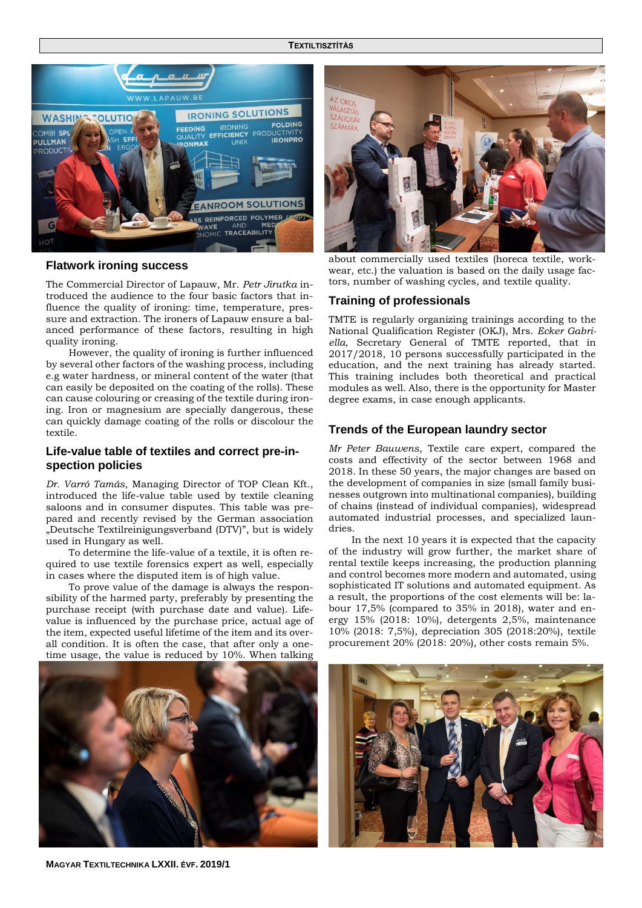## Flatwork ironing success

The Commercial Director of Lapauw, Mr. *Petr Jirutka* introduced the audience to the four basic factors that influence the quality of ironing: time, temperature, pressure and extraction. The ironers of Lapauw ensure a balanced performance of these factors, resulting in high quality ironing.

However, the quality of ironing is further influenced by several other factors of the washing process, including e.g water hardness, or mineral content of the water (that can easily be deposited on the coating of the rolls). These can cause colouring or creasing of the textile during ironing. Iron or magnesium are specially dangerous, these can quickly damage coating of the rolls or discolour the textile.

## Life-value table of textiles and correct pre-inspection policies

*Dr. Varró Tamás*, Managing Director of TOP Clean Kft., introduced the life-value table used by textile cleaning saloons and in consumer disputes. This table was prepared and recently revised by the German association „Deutsche Textilreinigungsverband (DTV)", but is widely used in Hungary as well.

To determine the life-value of a textile, it is often required to use textile forensics expert as well, especially in cases where the disputed item is of high value.

To prove value of the damage is always the responsibility of the harmed party, preferably by presenting the purchase receipt (with purchase date and value). Life-value is influenced by the purchase price, actual age of the item, expected useful lifetime of the item and its overall condition. It is often the case, that after only a one-time usage, the value is reduced by 10%. When talking about commercially used textiles (horeca textile, workwear, etc.) the valuation is based on the daily usage factors, number of washing cycles, and textile quality.

## Training of professionals

TMTE is regularly organizing trainings according to the National Qualification Register (OKJ), Mrs. *Ecker Gabriella*, Secretary General of TMTE reported, that in 2017/2018, 10 persons successfully participated in the education, and the next training has already started. This training includes both theoretical and practical modules as well. Also, there is the opportunity for Master degree exams, in case enough applicants.

## Trends of the European laundry sector

*Mr Peter Bauwens*, Textile care expert, compared the costs and effectivity of the sector between 1968 and 2018. In these 50 years, the major changes are based on the development of companies in size (small family businesses outgrown into multinational companies), building of chains (instead of individual companies), widespread automated industrial processes, and specialized laundries.

In the next 10 years it is expected that the capacity of the industry will grow further, the market share of rental textile keeps increasing, the production planning and control becomes more modern and automated, using sophisticated IT solutions and automated equipment. As a result, the proportions of the cost elements will be: labour 17,5% (compared to 35% in 2018), water and energy 15% (2018: 10%), detergents 2,5%, maintenance 10% (2018: 7,5%), depreciation 305 (2018:20%), textile procurement 20% (2018: 20%), other costs remain 5%.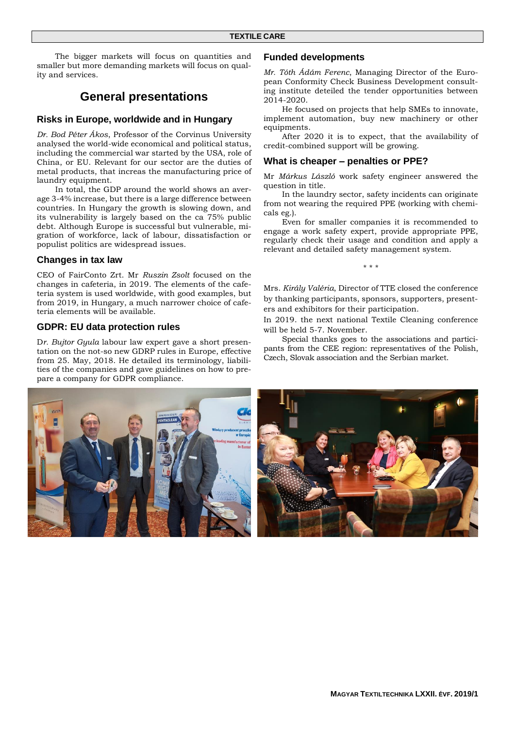The bigger markets will focus on quantities and smaller but more demanding markets will focus on quality and services.

## General presentations

### Risks in Europe, worldwide and in Hungary

*Dr. Bod Péter Ákos*, Professor of the Corvinus University analysed the world-wide economical and political status, including the commercial war started by the USA, role of China, or EU. Relevant for our sector are the duties of metal products, that increas the manufacturing price of laundry equipment.

In total, the GDP around the world shows an average 3-4% increase, but there is a large difference between countries. In Hungary the growth is slowing down, and its vulnerability is largely based on the ca 75% public debt. Although Europe is successful but vulnerable, migration of workforce, lack of labour, dissatisfaction or populist politics are widespread issues.

### Changes in tax law

CEO of FairConto Zrt. Mr *Ruszin Zsolt* focused on the changes in cafeteria, in 2019. The elements of the cafeteria system is used worldwide, with good examples, but from 2019, in Hungary, a much narrower choice of cafeteria elements will be available.

### GDPR: EU data protection rules

D*r. Bujtor Gyula* labour law expert gave a short presentation on the not-so new GDRP rules in Europe, effective from 25. May, 2018. He detailed its terminology, liabilities of the companies and gave guidelines on how to prepare a company for GDPR compliance.

### Funded developments

*Mr. Tóth Ádám Ferenc*, Managing Director of the European Conformity Check Business Development consulting institute deteiled the tender opportunities between 2014-2020.

He focused on projects that help SMEs to innovate, implement automation, buy new machinery or other equipments.

After 2020 it is to expect, that the availability of credit-combined support will be growing.

### What is cheaper – penalties or PPE?

Mr *Márkus László* work safety engineer answered the question in title.

In the laundry sector, safety incidents can originate from not wearing the required PPE (working with chemicals eg.).

Even for smaller companies it is recommended to engage a work safety expert, provide appropriate PPE, regularly check their usage and condition and apply a relevant and detailed safety management system.

\* \* \*

Mrs. *Király Valéria*, Director of TTE closed the conference by thanking participants, sponsors, supporters, presenters and exhibitors for their participation.

In 2019. the next national Textile Cleaning conference will be held 5-7. November.

Special thanks goes to the associations and participants from the CEE region: representatives of the Polish, Czech, Slovak association and the Serbian market.